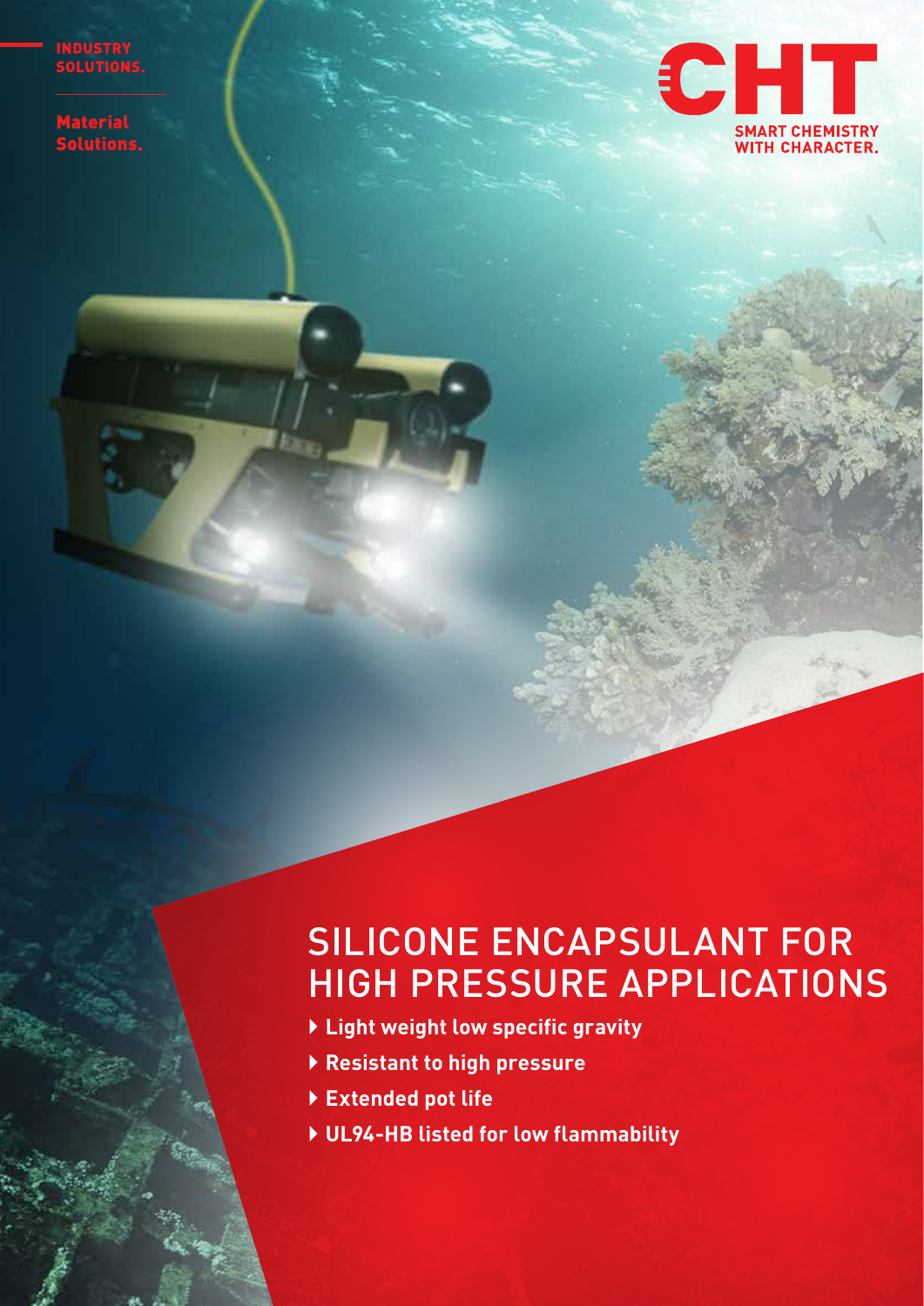INDUSTRY SOLUTIONS.

Material Solutions.

CHT

SMART CHEMISTRY WITH CHARACTER.

# SILICONE ENCAPSULANT FOR HIGH PRESSURE APPLICATIONS

- **Light weight low specific gravity**
- **Resistant to high pressure**
- **Extended pot life**
- **UL94-HB listed for low flammability**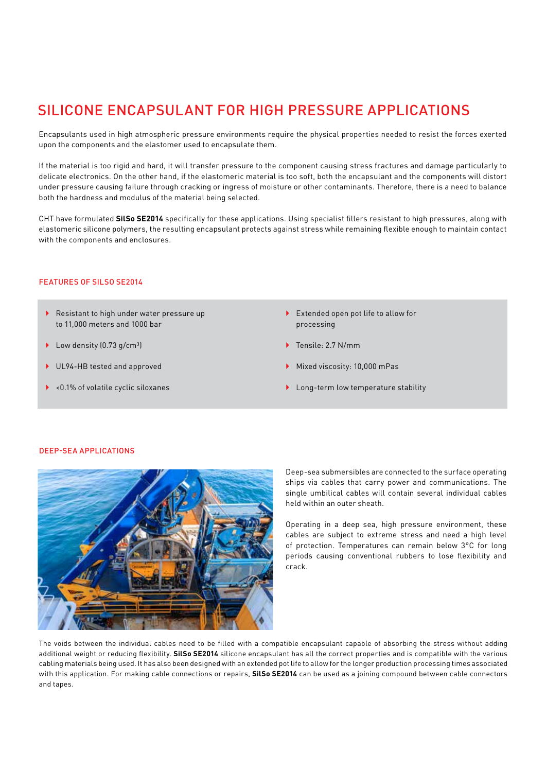# SILICONE ENCAPSULANT FOR HIGH PRESSURE APPLICATIONS

Encapsulants used in high atmospheric pressure environments require the physical properties needed to resist the forces exerted upon the components and the elastomer used to encapsulate them.

If the material is too rigid and hard, it will transfer pressure to the component causing stress fractures and damage particularly to delicate electronics. On the other hand, if the elastomeric material is too soft, both the encapsulant and the components will distort under pressure causing failure through cracking or ingress of moisture or other contaminants. Therefore, there is a need to balance both the hardness and modulus of the material being selected.

CHT have formulated **SilSo SE2014** specifically for these applications. Using specialist fillers resistant to high pressures, along with elastomeric silicone polymers, the resulting encapsulant protects against stress while remaining flexible enough to maintain contact with the components and enclosures.

## FEATURES OF SILSO SE2014

- Resistant to high under water pressure up to 11,000 meters and 1000 bar
- Low density (0.73 g/cm$^3$)
- UL94-HB tested and approved
- <0.1% of volatile cyclic siloxanes
- Extended open pot life to allow for processing
- Tensile: 2.7 N/mm
- Mixed viscosity: 10,000 mPas
- Long-term low temperature stability

## DEEP-SEA APPLICATIONS

Deep-sea submersibles are connected to the surface operating ships via cables that carry power and communications. The single umbilical cables will contain several individual cables held within an outer sheath.

Operating in a deep sea, high pressure environment, these cables are subject to extreme stress and need a high level of protection. Temperatures can remain below 3°C for long periods causing conventional rubbers to lose flexibility and crack.

The voids between the individual cables need to be filled with a compatible encapsulant capable of absorbing the stress without adding additional weight or reducing flexibility. **SilSo SE2014** silicone encapsulant has all the correct properties and is compatible with the various cabling materials being used. It has also been designed with an extended pot life to allow for the longer production processing times associated with this application. For making cable connections or repairs, **SilSo SE2014** can be used as a joining compound between cable connectors and tapes.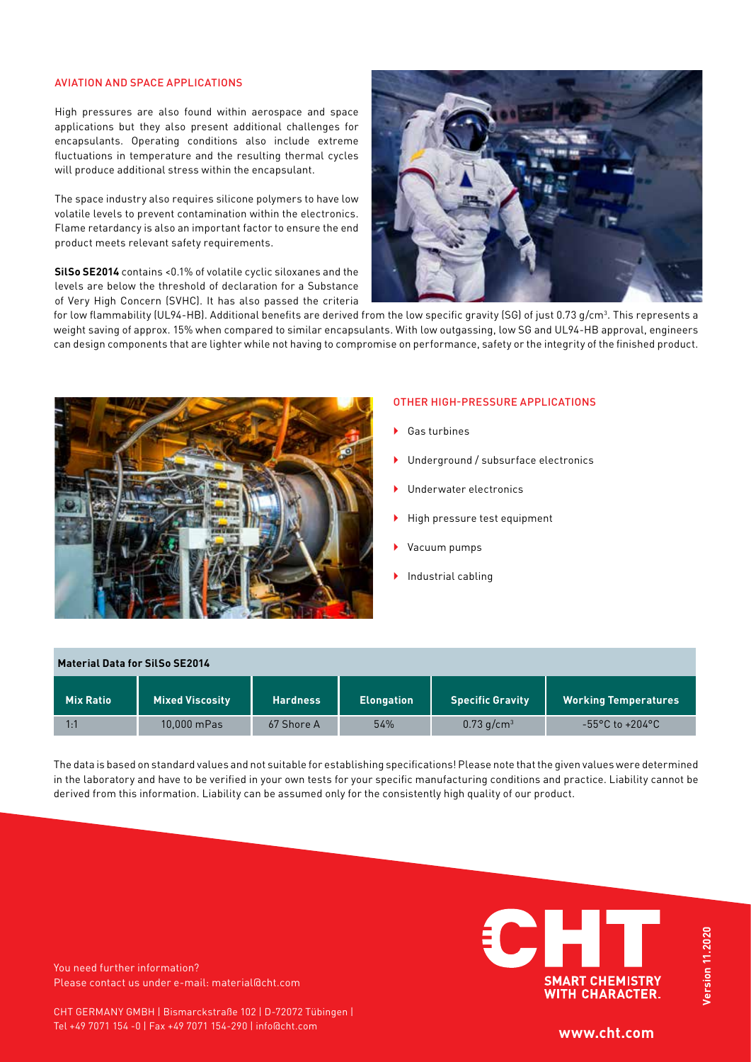## AVIATION AND SPACE APPLICATIONS

High pressures are also found within aerospace and space applications but they also present additional challenges for encapsulants. Operating conditions also include extreme fluctuations in temperature and the resulting thermal cycles will produce additional stress within the encapsulant.

The space industry also requires silicone polymers to have low volatile levels to prevent contamination within the electronics. Flame retardancy is also an important factor to ensure the end product meets relevant safety requirements.

**SilSo SE2014** contains <0.1% of volatile cyclic siloxanes and the levels are below the threshold of declaration for a Substance of Very High Concern (SVHC). It has also passed the criteria for low flammability (UL94-HB). Additional benefits are derived from the low specific gravity (SG) of just 0.73 g/cm³. This represents a weight saving of approx. 15% when compared to similar encapsulants. With low outgassing, low SG and UL94-HB approval, engineers can design components that are lighter while not having to compromise on performance, safety or the integrity of the finished product.

## OTHER HIGH-PRESSURE APPLICATIONS

- Gas turbines
- Underground / subsurface electronics
- Underwater electronics
- High pressure test equipment
- Vacuum pumps
- Industrial cabling

**Material Data for SilSo SE2014**

| Mix Ratio | Mixed Viscosity | Hardness | Elongation | Specific Gravity | Working Temperatures |
|---|---|---|---|---|---|
| 1:1 | 10,000 mPas | 67 Shore A | 54% | 0.73 g/cm³ | -55°C to +204°C |

The data is based on standard values and not suitable for establishing specifications! Please note that the given values were determined in the laboratory and have to be verified in your own tests for your specific manufacturing conditions and practice. Liability cannot be derived from this information. Liability can be assumed only for the consistently high quality of our product.

You need further information?
Please contact us under e-mail: material@cht.com

CHT GERMANY GMBH | Bismarckstraße 102 | D-72072 Tübingen |
Tel +49 7071 154 -0 | Fax +49 7071 154-290 | info@cht.com

CHT
SMART CHEMISTRY WITH CHARACTER.

www.cht.com

Version 11.2020